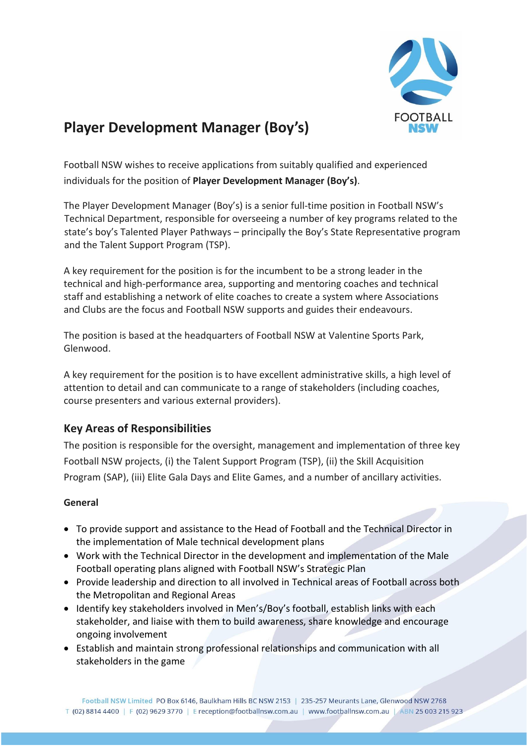# Player Development Manager (Boy's)

Football NSW wishes to receive applications from suitably qualified and experienced individuals for the position of **Player Development Manager (Boy's)**.

The Player Development Manager (Boy's) is a senior full-time position in Football NSW's Technical Department, responsible for overseeing a number of key programs related to the state's boy's Talented Player Pathways – principally the Boy's State Representative program and the Talent Support Program (TSP).

A key requirement for the position is for the incumbent to be a strong leader in the technical and high-performance area, supporting and mentoring coaches and technical staff and establishing a network of elite coaches to create a system where Associations and Clubs are the focus and Football NSW supports and guides their endeavours.

The position is based at the headquarters of Football NSW at Valentine Sports Park, Glenwood.

A key requirement for the position is to have excellent administrative skills, a high level of attention to detail and can communicate to a range of stakeholders (including coaches, course presenters and various external providers).

## Key Areas of Responsibilities

The position is responsible for the oversight, management and implementation of three key Football NSW projects, (i) the Talent Support Program (TSP), (ii) the Skill Acquisition Program (SAP), (iii) Elite Gala Days and Elite Games, and a number of ancillary activities.

**General**

- To provide support and assistance to the Head of Football and the Technical Director in the implementation of Male technical development plans
- Work with the Technical Director in the development and implementation of the Male Football operating plans aligned with Football NSW's Strategic Plan
- Provide leadership and direction to all involved in Technical areas of Football across both the Metropolitan and Regional Areas
- Identify key stakeholders involved in Men's/Boy's football, establish links with each stakeholder, and liaise with them to build awareness, share knowledge and encourage ongoing involvement
- Establish and maintain strong professional relationships and communication with all stakeholders in the game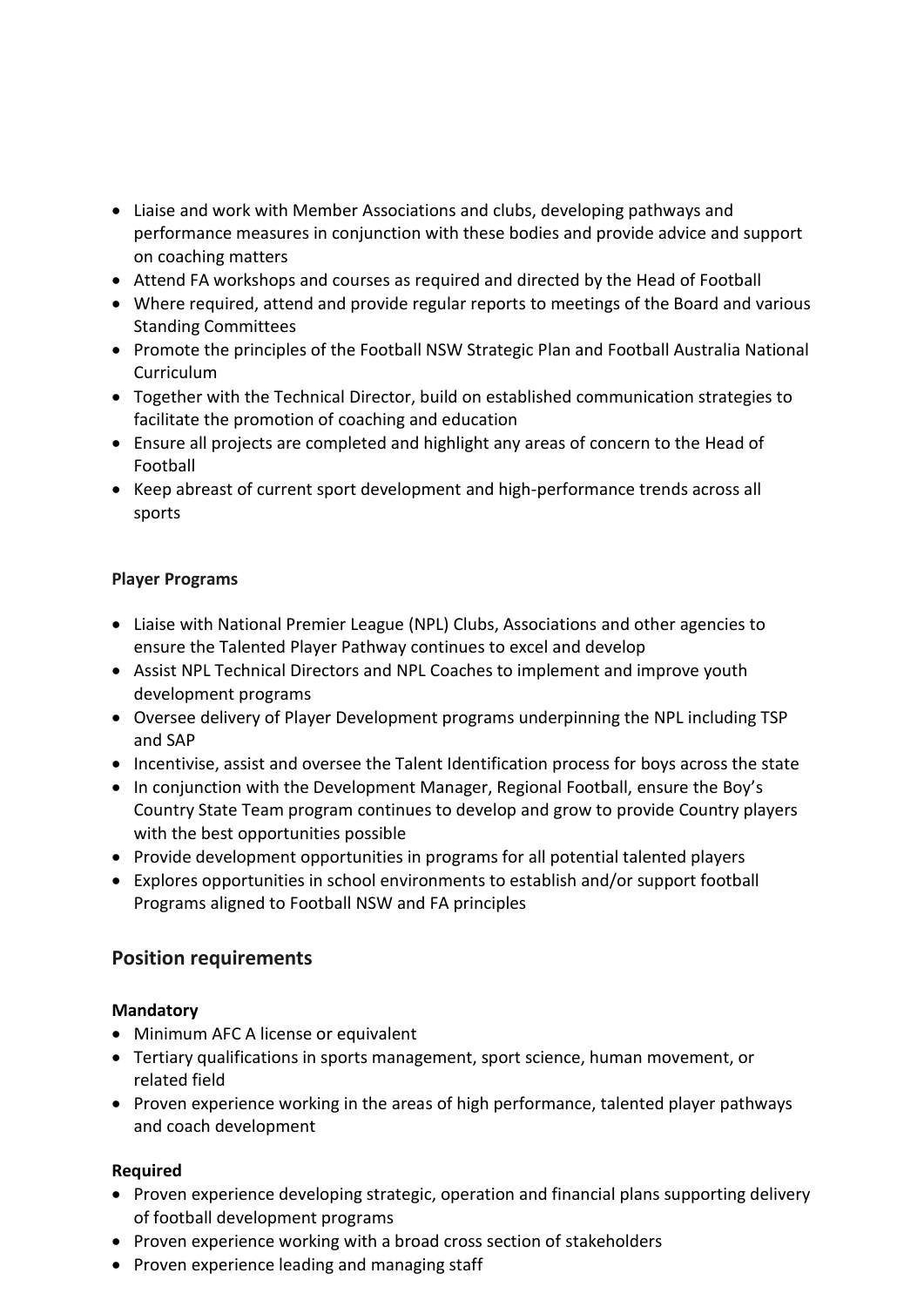- Liaise and work with Member Associations and clubs, developing pathways and performance measures in conjunction with these bodies and provide advice and support on coaching matters
- Attend FA workshops and courses as required and directed by the Head of Football
- Where required, attend and provide regular reports to meetings of the Board and various Standing Committees
- Promote the principles of the Football NSW Strategic Plan and Football Australia National Curriculum
- Together with the Technical Director, build on established communication strategies to facilitate the promotion of coaching and education
- Ensure all projects are completed and highlight any areas of concern to the Head of Football
- Keep abreast of current sport development and high-performance trends across all sports

**Player Programs**

- Liaise with National Premier League (NPL) Clubs, Associations and other agencies to ensure the Talented Player Pathway continues to excel and develop
- Assist NPL Technical Directors and NPL Coaches to implement and improve youth development programs
- Oversee delivery of Player Development programs underpinning the NPL including TSP and SAP
- Incentivise, assist and oversee the Talent Identification process for boys across the state
- In conjunction with the Development Manager, Regional Football, ensure the Boy's Country State Team program continues to develop and grow to provide Country players with the best opportunities possible
- Provide development opportunities in programs for all potential talented players
- Explores opportunities in school environments to establish and/or support football Programs aligned to Football NSW and FA principles

## Position requirements

**Mandatory**

- Minimum AFC A license or equivalent
- Tertiary qualifications in sports management, sport science, human movement, or related field
- Proven experience working in the areas of high performance, talented player pathways and coach development

**Required**

- Proven experience developing strategic, operation and financial plans supporting delivery of football development programs
- Proven experience working with a broad cross section of stakeholders
- Proven experience leading and managing staff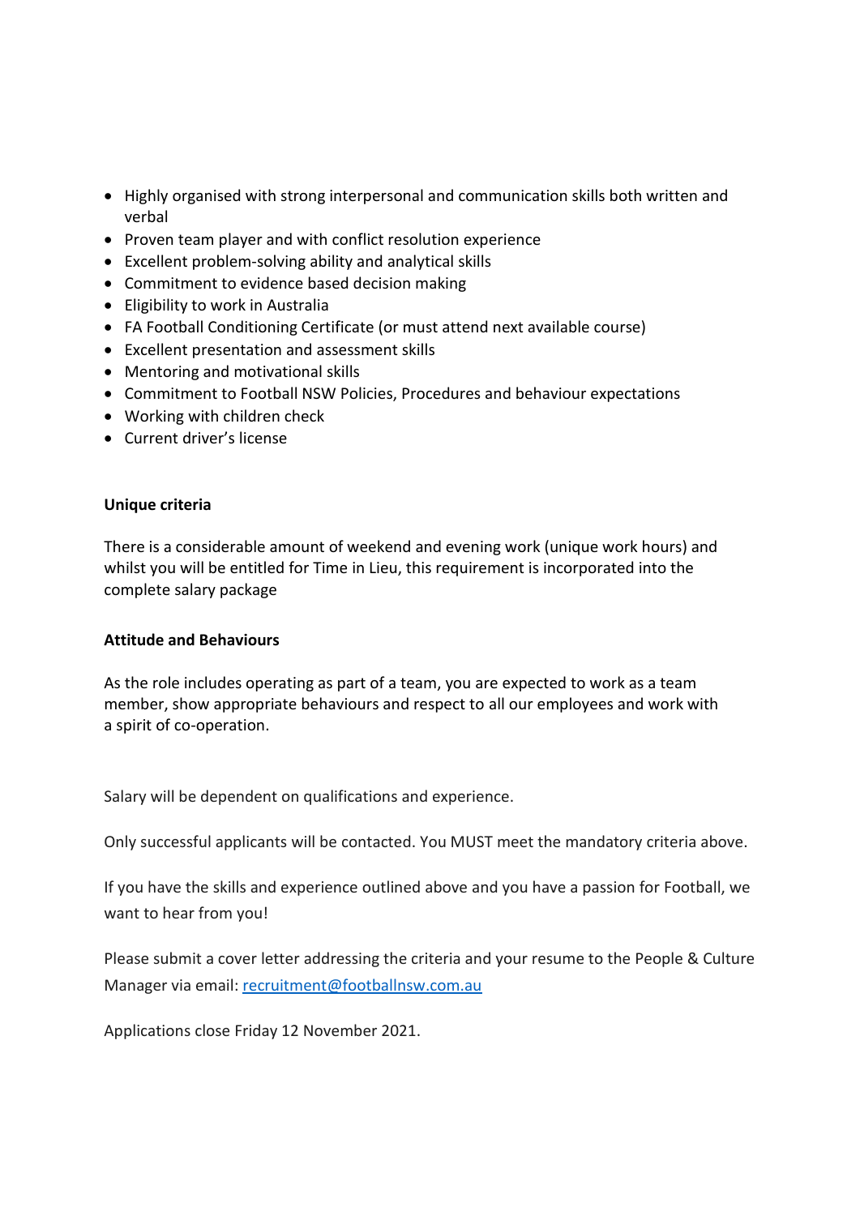- Highly organised with strong interpersonal and communication skills both written and verbal
- Proven team player and with conflict resolution experience
- Excellent problem-solving ability and analytical skills
- Commitment to evidence based decision making
- Eligibility to work in Australia
- FA Football Conditioning Certificate (or must attend next available course)
- Excellent presentation and assessment skills
- Mentoring and motivational skills
- Commitment to Football NSW Policies, Procedures and behaviour expectations
- Working with children check
- Current driver's license

**Unique criteria**

There is a considerable amount of weekend and evening work (unique work hours) and whilst you will be entitled for Time in Lieu, this requirement is incorporated into the complete salary package

**Attitude and Behaviours**

As the role includes operating as part of a team, you are expected to work as a team member, show appropriate behaviours and respect to all our employees and work with a spirit of co-operation.

Salary will be dependent on qualifications and experience.

Only successful applicants will be contacted. You MUST meet the mandatory criteria above.

If you have the skills and experience outlined above and you have a passion for Football, we want to hear from you!

Please submit a cover letter addressing the criteria and your resume to the People & Culture Manager via email: [recruitment@footballnsw.com.au](mailto:recruitment@footballnsw.com.au)

Applications close Friday 12 November 2021.